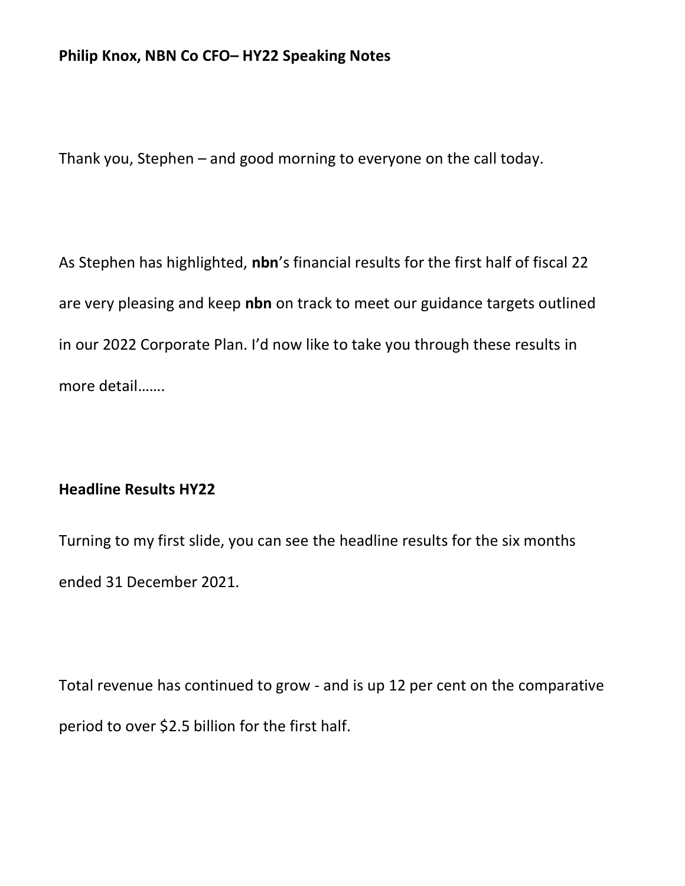**Philip Knox, NBN Co CFO– HY22 Speaking Notes**

Thank you, Stephen – and good morning to everyone on the call today.

As Stephen has highlighted, **nbn**'s financial results for the first half of fiscal 22 are very pleasing and keep **nbn** on track to meet our guidance targets outlined in our 2022 Corporate Plan. I'd now like to take you through these results in more detail…….

**Headline Results HY22**

Turning to my first slide, you can see the headline results for the six months ended 31 December 2021.

Total revenue has continued to grow - and is up 12 per cent on the comparative period to over $2.5 billion for the first half.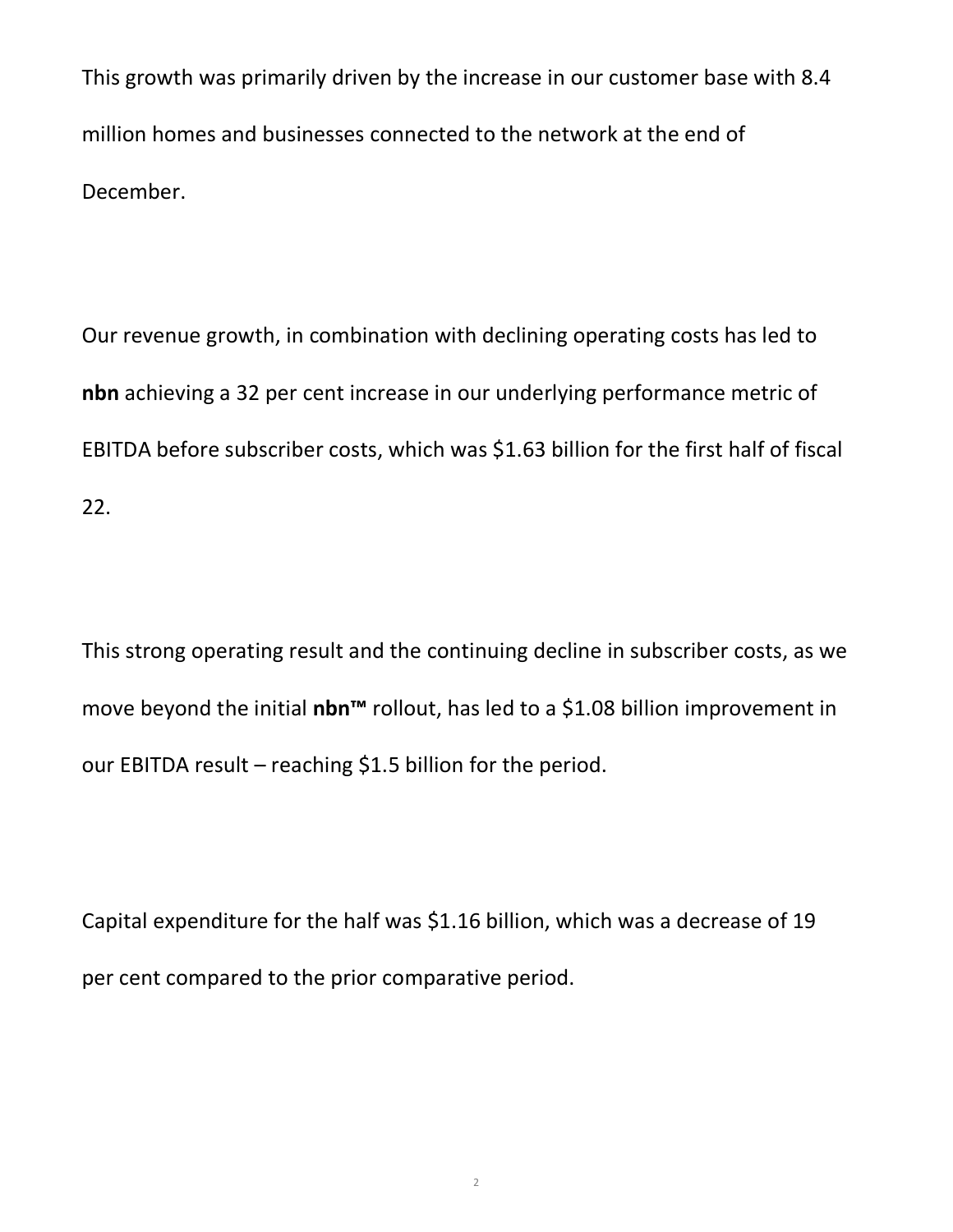This growth was primarily driven by the increase in our customer base with 8.4 million homes and businesses connected to the network at the end of December.

Our revenue growth, in combination with declining operating costs has led to **nbn** achieving a 32 per cent increase in our underlying performance metric of EBITDA before subscriber costs, which was $1.63 billion for the first half of fiscal 22.

This strong operating result and the continuing decline in subscriber costs, as we move beyond the initial **nbn™** rollout, has led to a $1.08 billion improvement in our EBITDA result – reaching $1.5 billion for the period.

Capital expenditure for the half was $1.16 billion, which was a decrease of 19 per cent compared to the prior comparative period.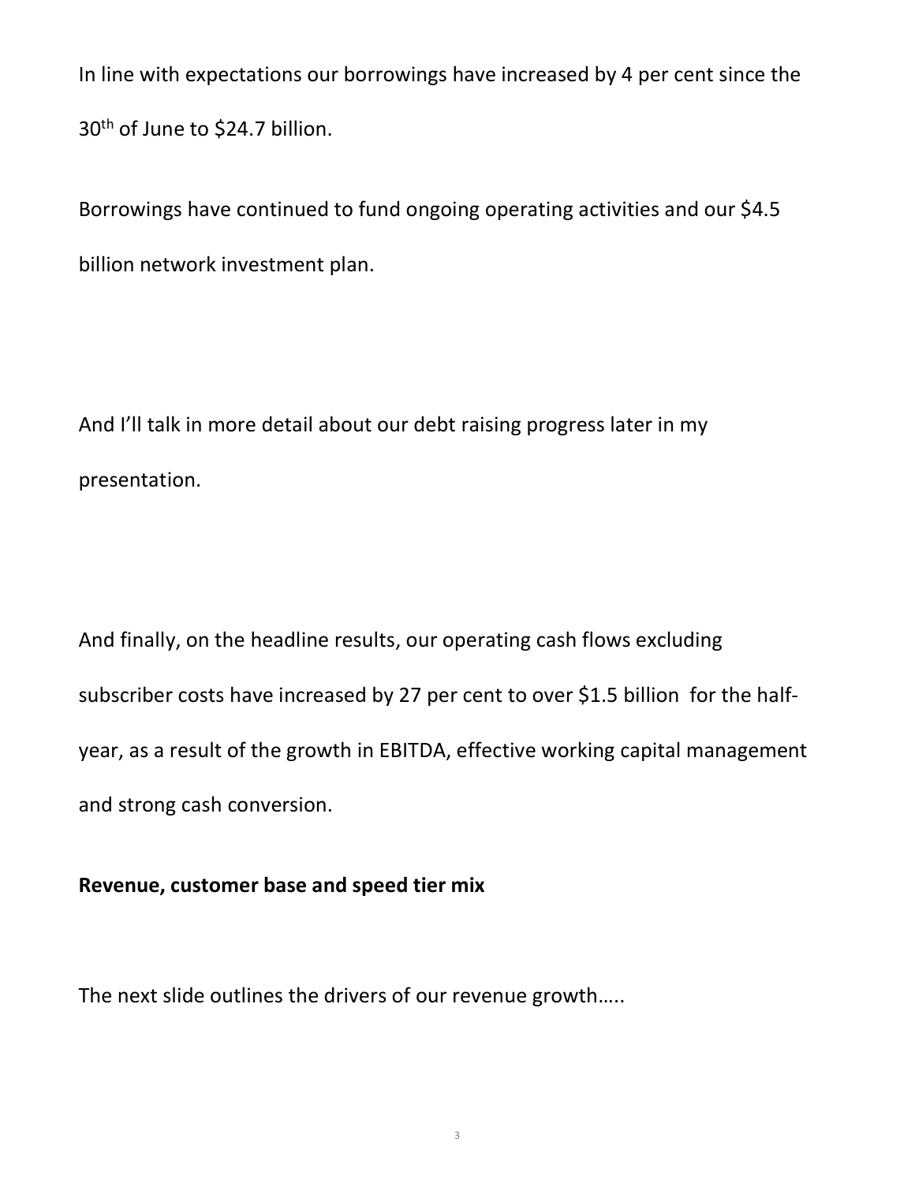In line with expectations our borrowings have increased by 4 per cent since the 30th of June to $24.7 billion.

Borrowings have continued to fund ongoing operating activities and our $4.5 billion network investment plan.

And I'll talk in more detail about our debt raising progress later in my presentation.

And finally, on the headline results, our operating cash flows excluding subscriber costs have increased by 27 per cent to over $1.5 billion for the half-year, as a result of the growth in EBITDA, effective working capital management and strong cash conversion.

**Revenue, customer base and speed tier mix**

The next slide outlines the drivers of our revenue growth…..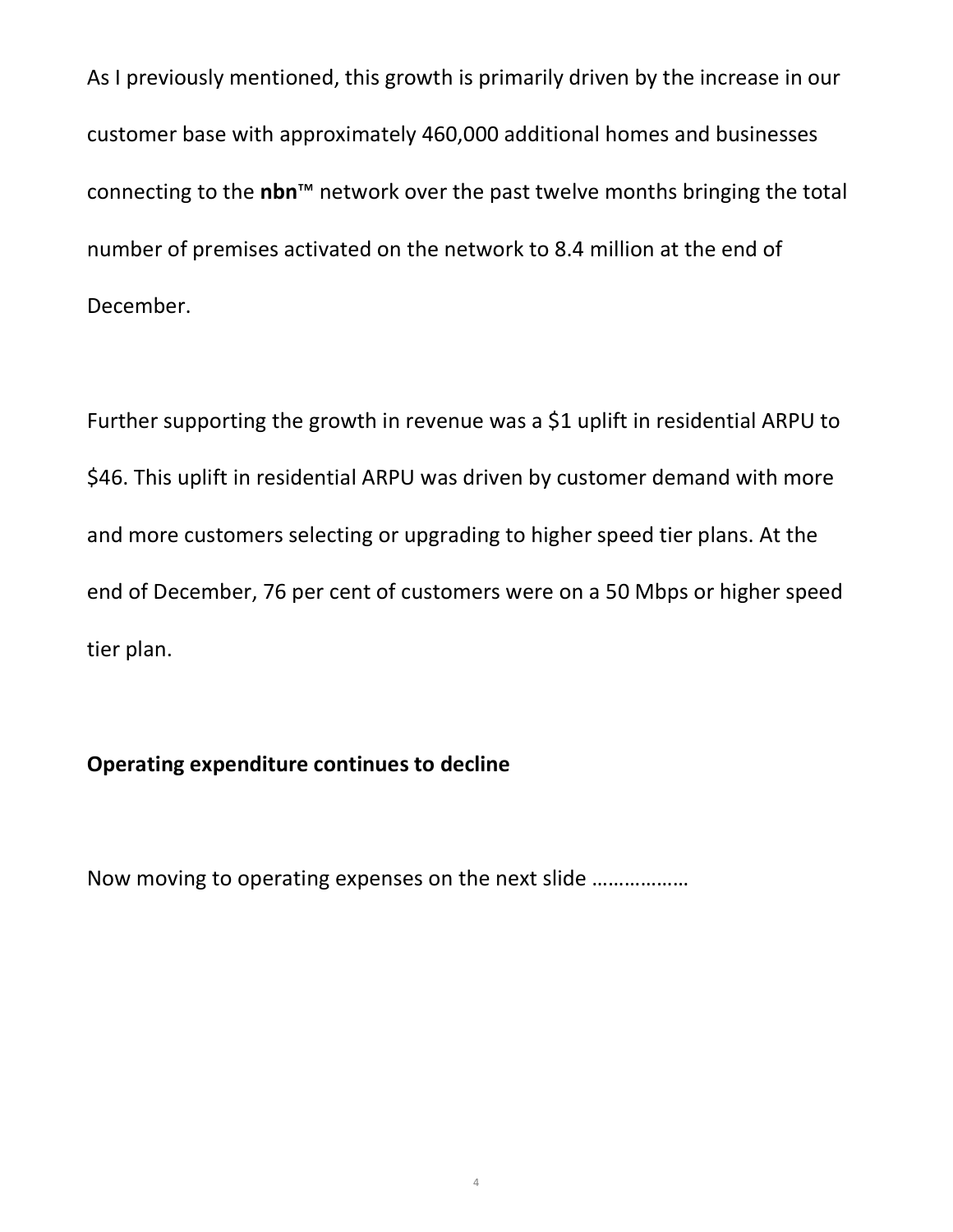As I previously mentioned, this growth is primarily driven by the increase in our customer base with approximately 460,000 additional homes and businesses connecting to the **nbn**™ network over the past twelve months bringing the total number of premises activated on the network to 8.4 million at the end of December.

Further supporting the growth in revenue was a $1 uplift in residential ARPU to $46. This uplift in residential ARPU was driven by customer demand with more and more customers selecting or upgrading to higher speed tier plans. At the end of December, 76 per cent of customers were on a 50 Mbps or higher speed tier plan.

**Operating expenditure continues to decline**

Now moving to operating expenses on the next slide ………………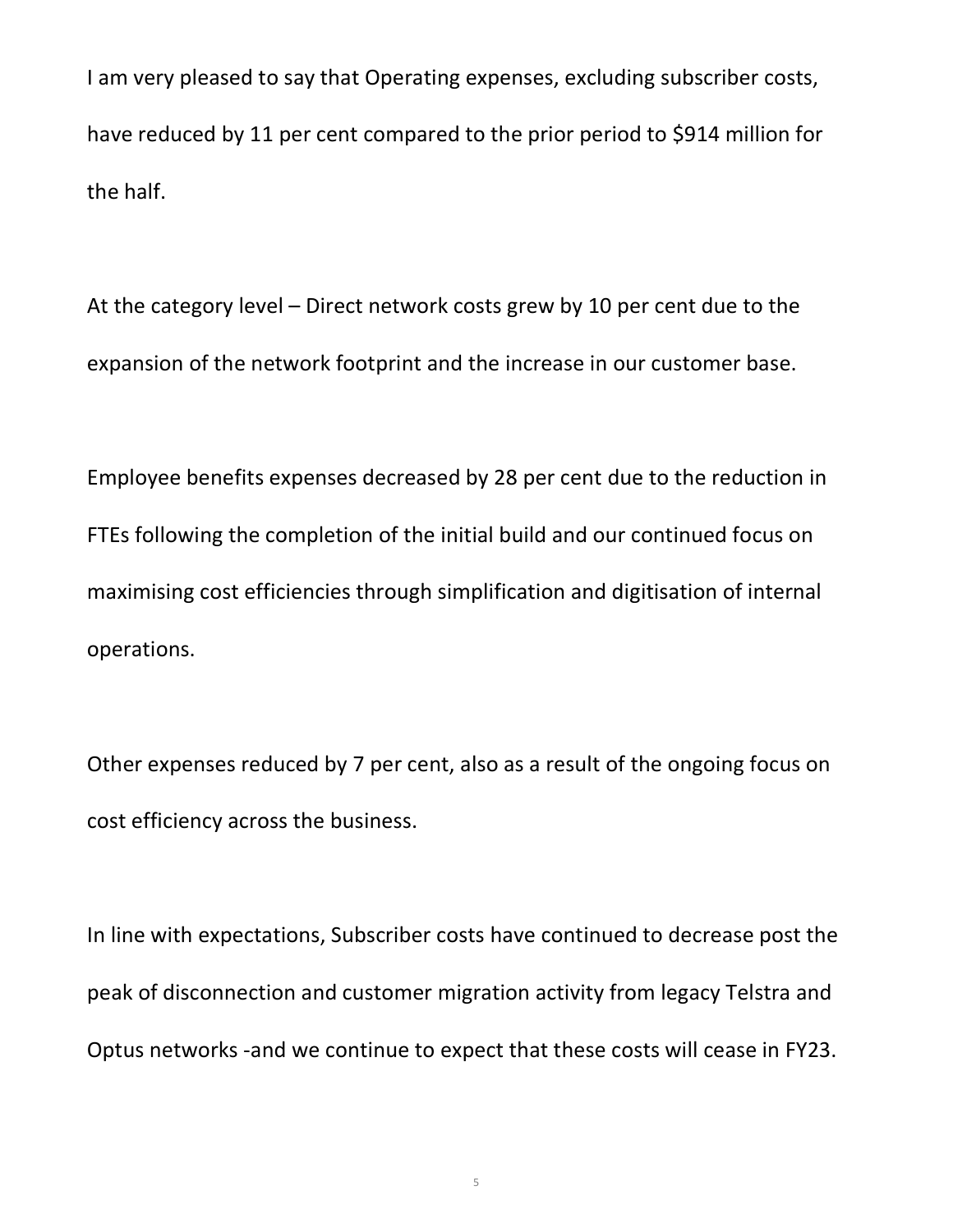I am very pleased to say that Operating expenses, excluding subscriber costs, have reduced by 11 per cent compared to the prior period to $914 million for the half.

At the category level – Direct network costs grew by 10 per cent due to the expansion of the network footprint and the increase in our customer base.

Employee benefits expenses decreased by 28 per cent due to the reduction in FTEs following the completion of the initial build and our continued focus on maximising cost efficiencies through simplification and digitisation of internal operations.

Other expenses reduced by 7 per cent, also as a result of the ongoing focus on cost efficiency across the business.

In line with expectations, Subscriber costs have continued to decrease post the peak of disconnection and customer migration activity from legacy Telstra and Optus networks -and we continue to expect that these costs will cease in FY23.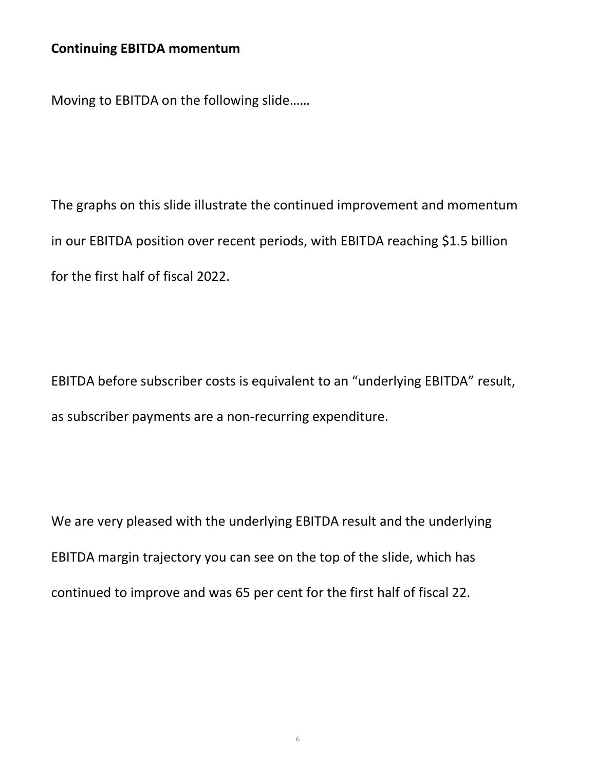**Continuing EBITDA momentum**

Moving to EBITDA on the following slide……

The graphs on this slide illustrate the continued improvement and momentum in our EBITDA position over recent periods, with EBITDA reaching $1.5 billion for the first half of fiscal 2022.

EBITDA before subscriber costs is equivalent to an "underlying EBITDA" result, as subscriber payments are a non-recurring expenditure.

We are very pleased with the underlying EBITDA result and the underlying EBITDA margin trajectory you can see on the top of the slide, which has continued to improve and was 65 per cent for the first half of fiscal 22.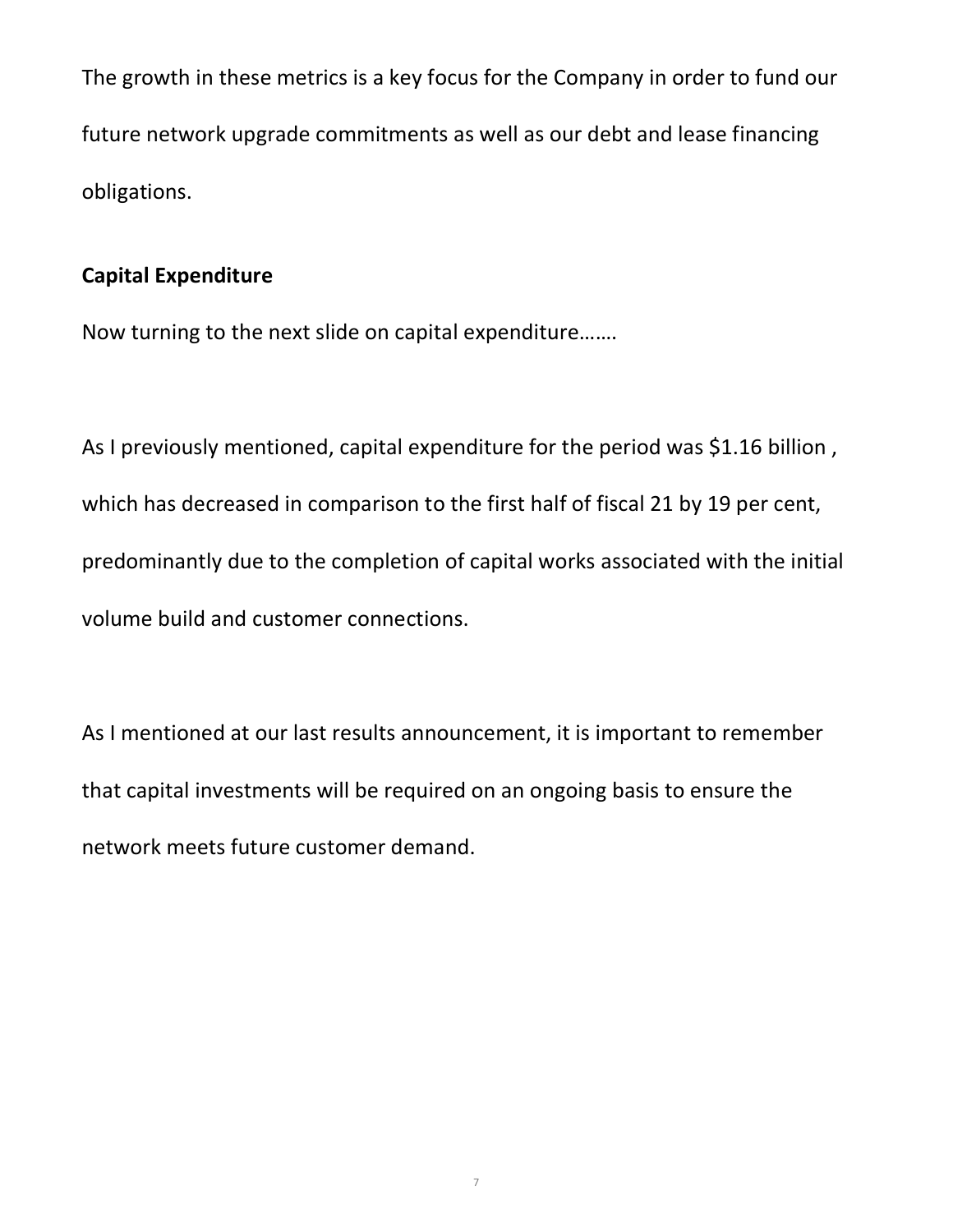The growth in these metrics is a key focus for the Company in order to fund our future network upgrade commitments as well as our debt and lease financing obligations.

**Capital Expenditure**

Now turning to the next slide on capital expenditure…….

As I previously mentioned, capital expenditure for the period was $1.16 billion , which has decreased in comparison to the first half of fiscal 21 by 19 per cent, predominantly due to the completion of capital works associated with the initial volume build and customer connections.

As I mentioned at our last results announcement, it is important to remember that capital investments will be required on an ongoing basis to ensure the network meets future customer demand.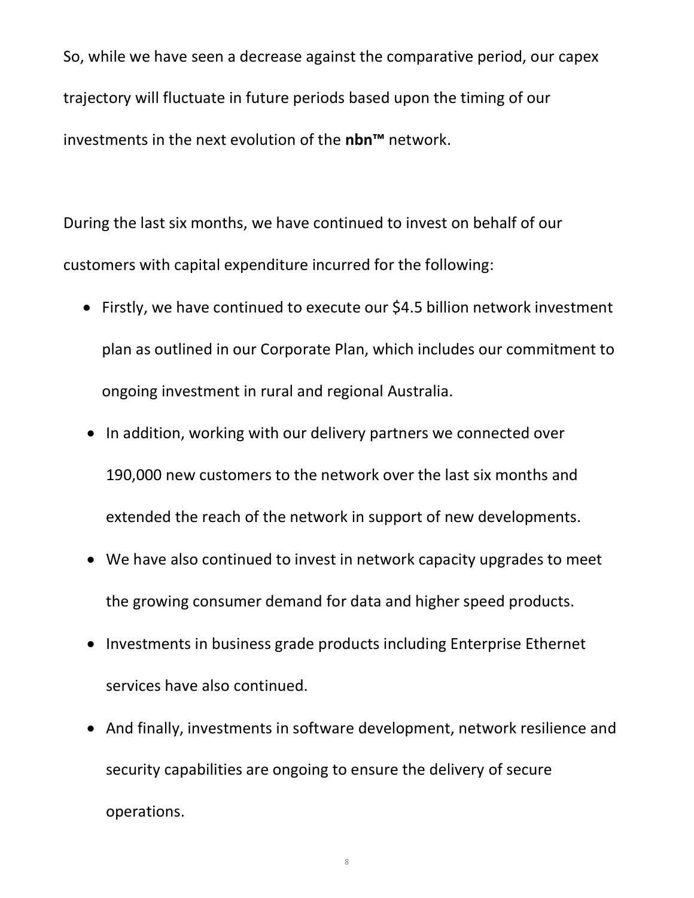So, while we have seen a decrease against the comparative period, our capex trajectory will fluctuate in future periods based upon the timing of our investments in the next evolution of the **nbn™** network.

During the last six months, we have continued to invest on behalf of our customers with capital expenditure incurred for the following:

- Firstly, we have continued to execute our $4.5 billion network investment plan as outlined in our Corporate Plan, which includes our commitment to ongoing investment in rural and regional Australia.
- In addition, working with our delivery partners we connected over 190,000 new customers to the network over the last six months and extended the reach of the network in support of new developments.
- We have also continued to invest in network capacity upgrades to meet the growing consumer demand for data and higher speed products.
- Investments in business grade products including Enterprise Ethernet services have also continued.
- And finally, investments in software development, network resilience and security capabilities are ongoing to ensure the delivery of secure operations.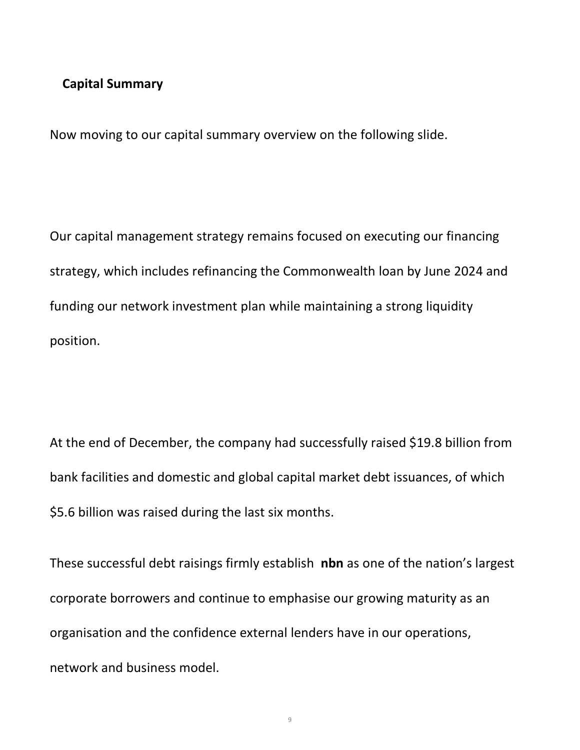## Capital Summary

Now moving to our capital summary overview on the following slide.

Our capital management strategy remains focused on executing our financing strategy, which includes refinancing the Commonwealth loan by June 2024 and funding our network investment plan while maintaining a strong liquidity position.

At the end of December, the company had successfully raised $19.8 billion from bank facilities and domestic and global capital market debt issuances, of which $5.6 billion was raised during the last six months.

These successful debt raisings firmly establish **nbn** as one of the nation's largest corporate borrowers and continue to emphasise our growing maturity as an organisation and the confidence external lenders have in our operations, network and business model.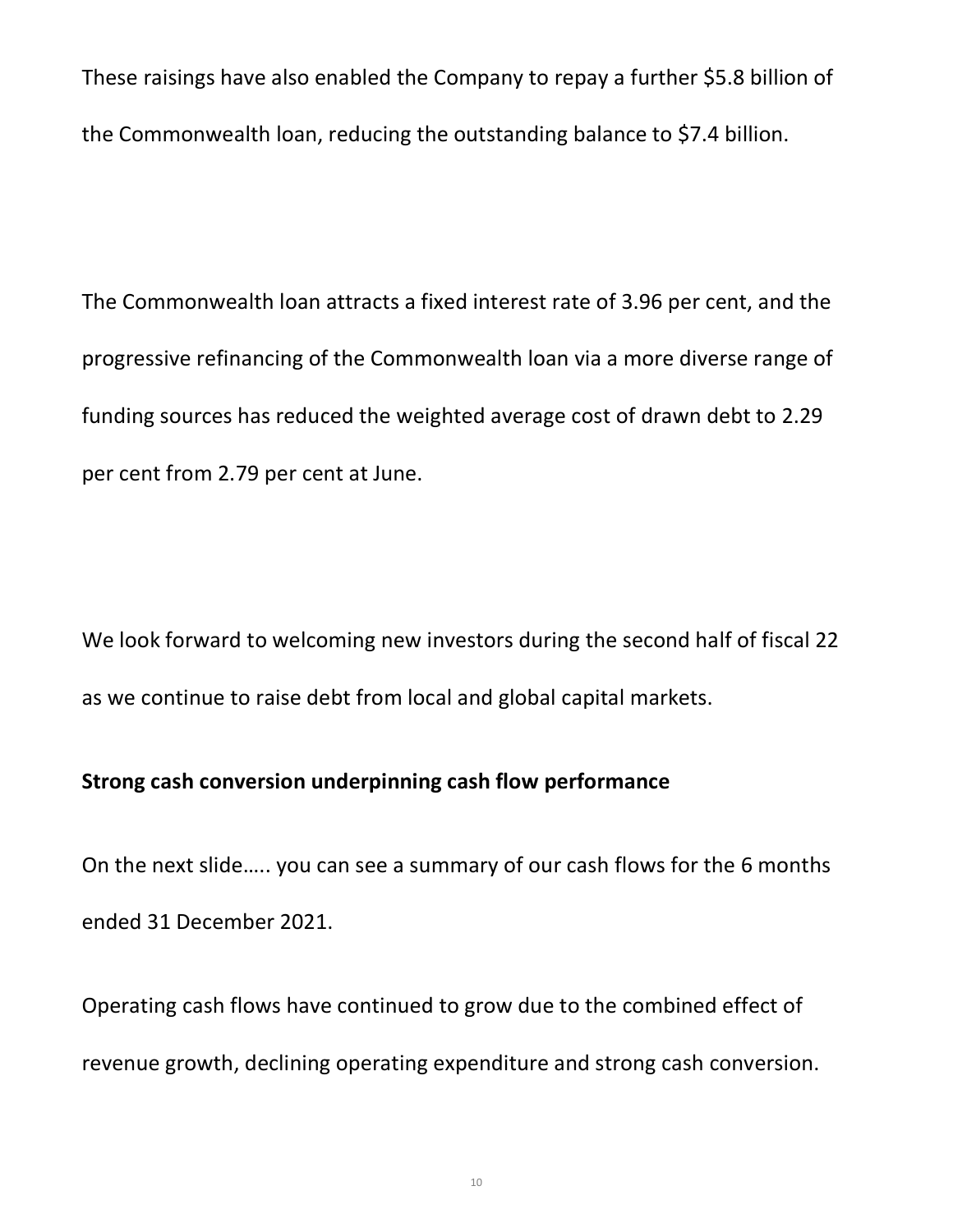These raisings have also enabled the Company to repay a further $5.8 billion of the Commonwealth loan, reducing the outstanding balance to $7.4 billion.

The Commonwealth loan attracts a fixed interest rate of 3.96 per cent, and the progressive refinancing of the Commonwealth loan via a more diverse range of funding sources has reduced the weighted average cost of drawn debt to 2.29 per cent from 2.79 per cent at June.

We look forward to welcoming new investors during the second half of fiscal 22 as we continue to raise debt from local and global capital markets.

**Strong cash conversion underpinning cash flow performance**

On the next slide….. you can see a summary of our cash flows for the 6 months ended 31 December 2021.

Operating cash flows have continued to grow due to the combined effect of revenue growth, declining operating expenditure and strong cash conversion.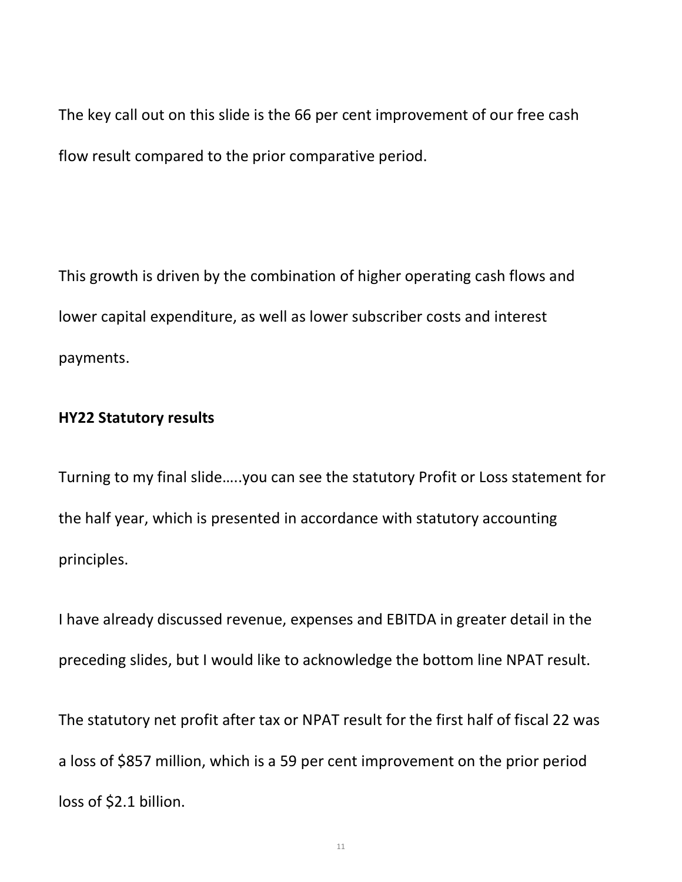The key call out on this slide is the 66 per cent improvement of our free cash flow result compared to the prior comparative period.

This growth is driven by the combination of higher operating cash flows and lower capital expenditure, as well as lower subscriber costs and interest payments.

**HY22 Statutory results**

Turning to my final slide…..you can see the statutory Profit or Loss statement for the half year, which is presented in accordance with statutory accounting principles.

I have already discussed revenue, expenses and EBITDA in greater detail in the preceding slides, but I would like to acknowledge the bottom line NPAT result.

The statutory net profit after tax or NPAT result for the first half of fiscal 22 was a loss of $857 million, which is a 59 per cent improvement on the prior period loss of $2.1 billion.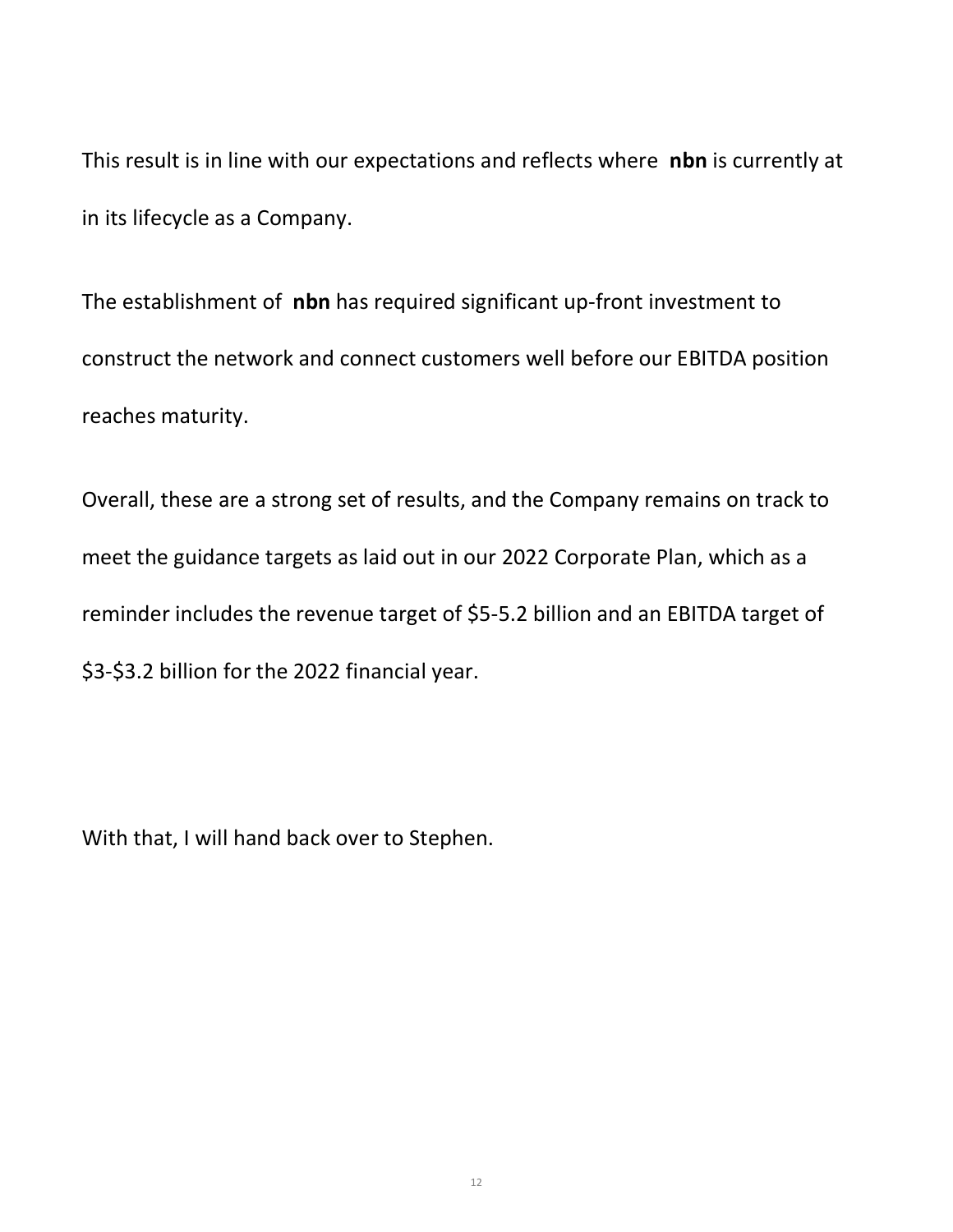This result is in line with our expectations and reflects where **nbn** is currently at in its lifecycle as a Company.

The establishment of **nbn** has required significant up-front investment to construct the network and connect customers well before our EBITDA position reaches maturity.

Overall, these are a strong set of results, and the Company remains on track to meet the guidance targets as laid out in our 2022 Corporate Plan, which as a reminder includes the revenue target of $5-5.2 billion and an EBITDA target of $3-$3.2 billion for the 2022 financial year.

With that, I will hand back over to Stephen.